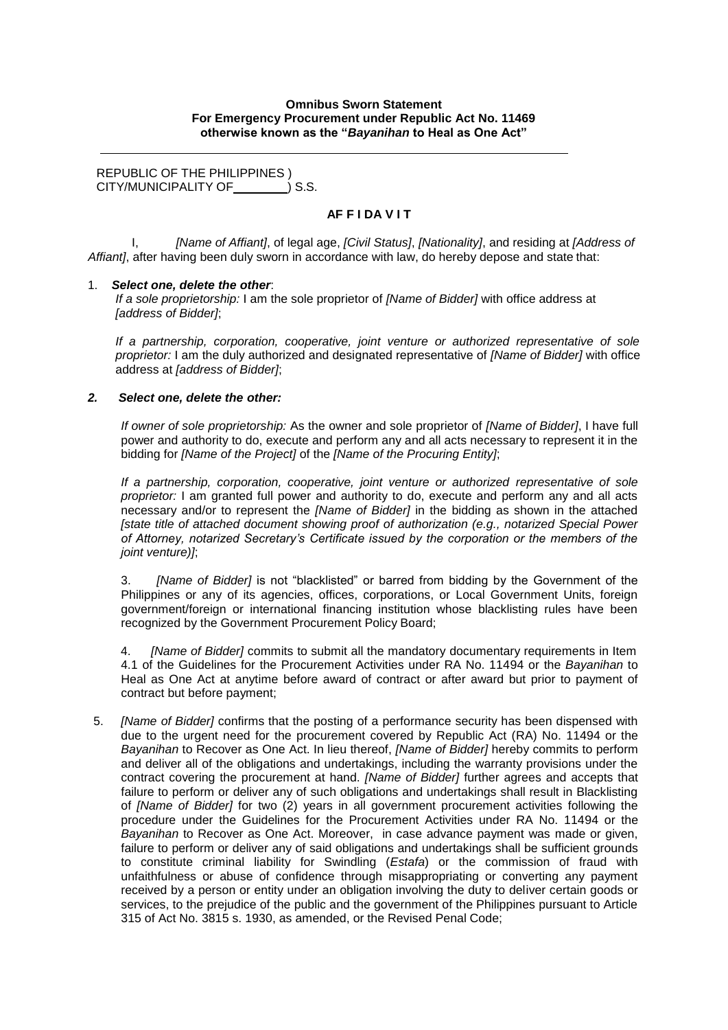**Omnibus Sworn Statement**
**For Emergency Procurement under Republic Act No. 11469**
**otherwise known as the "*Bayanihan* to Heal as One Act"**

---

REPUBLIC OF THE PHILIPPINES )
CITY/MUNICIPALITY OF________ ) S.S.

**AF F I DA V I T**

I, *[Name of Affiant]*, of legal age, *[Civil Status]*, *[Nationality]*, and residing at *[Address of Affiant]*, after having been duly sworn in accordance with law, do hereby depose and state that:

1. ***Select one, delete the other***:

   *If a sole proprietorship:* I am the sole proprietor of *[Name of Bidder]* with office address at *[address of Bidder]*;

   *If a partnership, corporation, cooperative, joint venture or authorized representative of sole proprietor:* I am the duly authorized and designated representative of *[Name of Bidder]* with office address at *[address of Bidder]*;

2. ***Select one, delete the other:***

   *If owner of sole proprietorship:* As the owner and sole proprietor of *[Name of Bidder]*, I have full power and authority to do, execute and perform any and all acts necessary to represent it in the bidding for *[Name of the Project]* of the *[Name of the Procuring Entity]*;

   *If a partnership, corporation, cooperative, joint venture or authorized representative of sole proprietor:* I am granted full power and authority to do, execute and perform any and all acts necessary and/or to represent the *[Name of Bidder]* in the bidding as shown in the attached *[state title of attached document showing proof of authorization (e.g., notarized Special Power of Attorney, notarized Secretary's Certificate issued by the corporation or the members of the joint venture)]*;

3. *[Name of Bidder]* is not "blacklisted" or barred from bidding by the Government of the Philippines or any of its agencies, offices, corporations, or Local Government Units, foreign government/foreign or international financing institution whose blacklisting rules have been recognized by the Government Procurement Policy Board;

4. *[Name of Bidder]* commits to submit all the mandatory documentary requirements in Item 4.1 of the Guidelines for the Procurement Activities under RA No. 11494 or the *Bayanihan* to Heal as One Act at anytime before award of contract or after award but prior to payment of contract but before payment;

5. *[Name of Bidder]* confirms that the posting of a performance security has been dispensed with due to the urgent need for the procurement covered by Republic Act (RA) No. 11494 or the *Bayanihan* to Recover as One Act. In lieu thereof, *[Name of Bidder]* hereby commits to perform and deliver all of the obligations and undertakings, including the warranty provisions under the contract covering the procurement at hand. *[Name of Bidder]* further agrees and accepts that failure to perform or deliver any of such obligations and undertakings shall result in Blacklisting of *[Name of Bidder]* for two (2) years in all government procurement activities following the procedure under the Guidelines for the Procurement Activities under RA No. 11494 or the *Bayanihan* to Recover as One Act. Moreover, in case advance payment was made or given, failure to perform or deliver any of said obligations and undertakings shall be sufficient grounds to constitute criminal liability for Swindling (*Estafa*) or the commission of fraud with unfaithfulness or abuse of confidence through misappropriating or converting any payment received by a person or entity under an obligation involving the duty to deliver certain goods or services, to the prejudice of the public and the government of the Philippines pursuant to Article 315 of Act No. 3815 s. 1930, as amended, or the Revised Penal Code;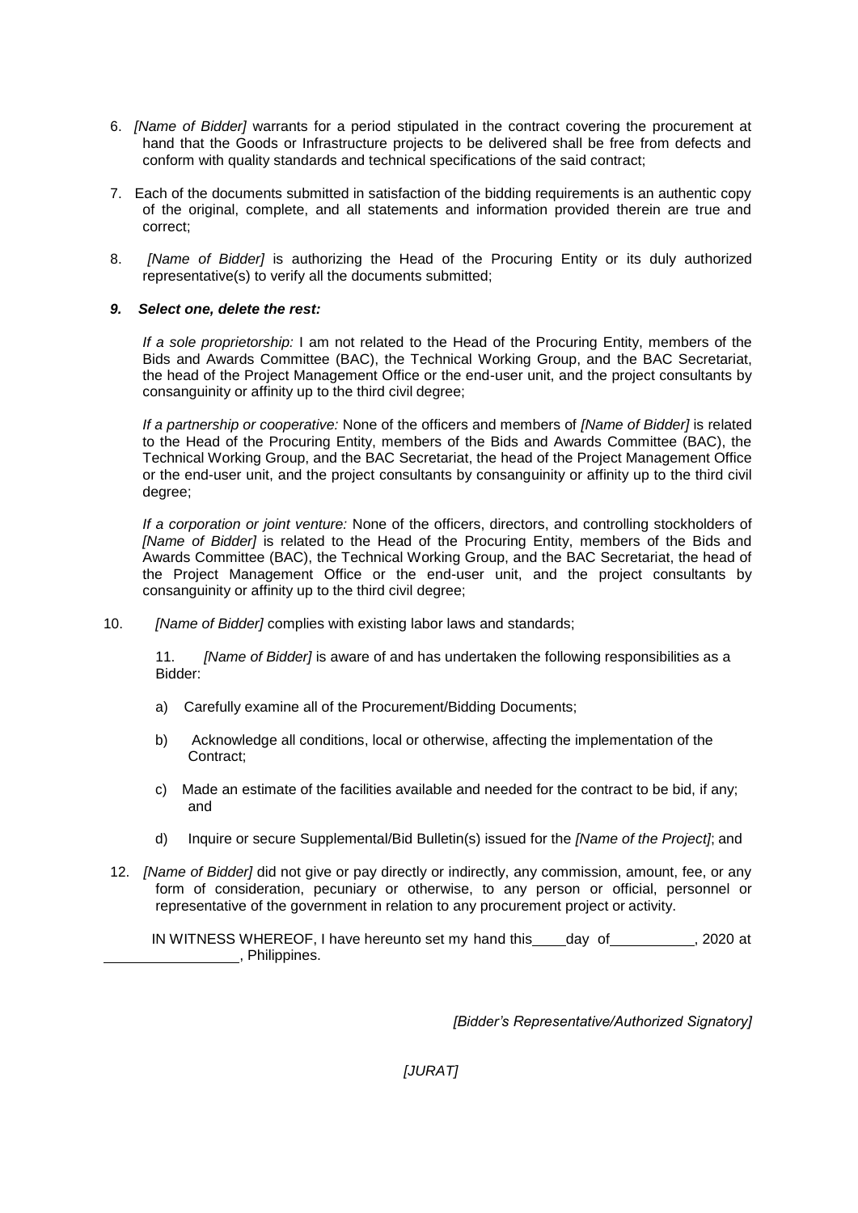6. *[Name of Bidder]* warrants for a period stipulated in the contract covering the procurement at hand that the Goods or Infrastructure projects to be delivered shall be free from defects and conform with quality standards and technical specifications of the said contract;

7. Each of the documents submitted in satisfaction of the bidding requirements is an authentic copy of the original, complete, and all statements and information provided therein are true and correct;

8. *[Name of Bidder]* is authorizing the Head of the Procuring Entity or its duly authorized representative(s) to verify all the documents submitted;

***9. Select one, delete the rest:***

*If a sole proprietorship:* I am not related to the Head of the Procuring Entity, members of the Bids and Awards Committee (BAC), the Technical Working Group, and the BAC Secretariat, the head of the Project Management Office or the end-user unit, and the project consultants by consanguinity or affinity up to the third civil degree;

*If a partnership or cooperative:* None of the officers and members of *[Name of Bidder]* is related to the Head of the Procuring Entity, members of the Bids and Awards Committee (BAC), the Technical Working Group, and the BAC Secretariat, the head of the Project Management Office or the end-user unit, and the project consultants by consanguinity or affinity up to the third civil degree;

*If a corporation or joint venture:* None of the officers, directors, and controlling stockholders of *[Name of Bidder]* is related to the Head of the Procuring Entity, members of the Bids and Awards Committee (BAC), the Technical Working Group, and the BAC Secretariat, the head of the Project Management Office or the end-user unit, and the project consultants by consanguinity or affinity up to the third civil degree;

10. *[Name of Bidder]* complies with existing labor laws and standards;

11. *[Name of Bidder]* is aware of and has undertaken the following responsibilities as a Bidder:

    a) Carefully examine all of the Procurement/Bidding Documents;

    b) Acknowledge all conditions, local or otherwise, affecting the implementation of the Contract;

    c) Made an estimate of the facilities available and needed for the contract to be bid, if any; and

    d) Inquire or secure Supplemental/Bid Bulletin(s) issued for the *[Name of the Project]*; and

12. *[Name of Bidder]* did not give or pay directly or indirectly, any commission, amount, fee, or any form of consideration, pecuniary or otherwise, to any person or official, personnel or representative of the government in relation to any procurement project or activity.

IN WITNESS WHEREOF, I have hereunto set my hand this ____ day of __________, 2020 at ________________, Philippines.

*[Bidder's Representative/Authorized Signatory]*

*[JURAT]*